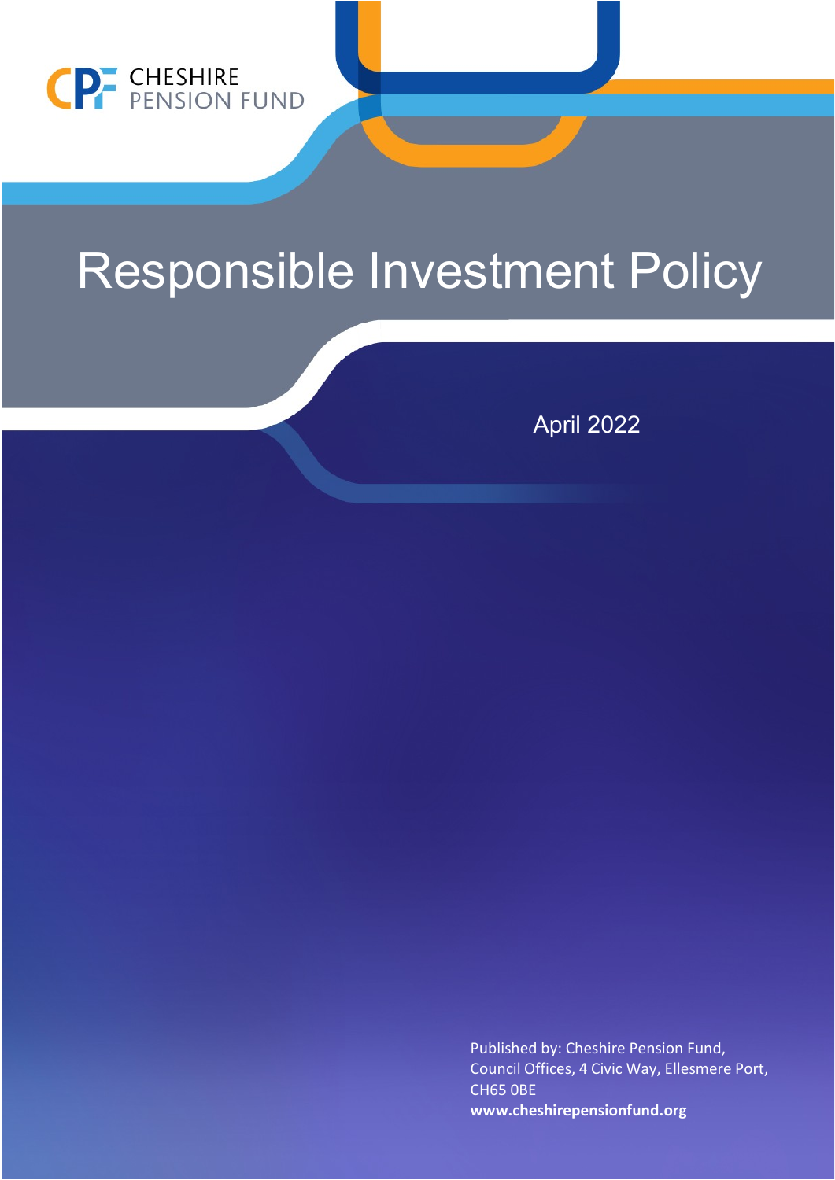CHESHIRE PENSION FUND

# Responsible Investment Policy

April 2022

Published by: Cheshire Pension Fund,
Council Offices, 4 Civic Way, Ellesmere Port,
CH65 0BE
**www.cheshirepensionfund.org**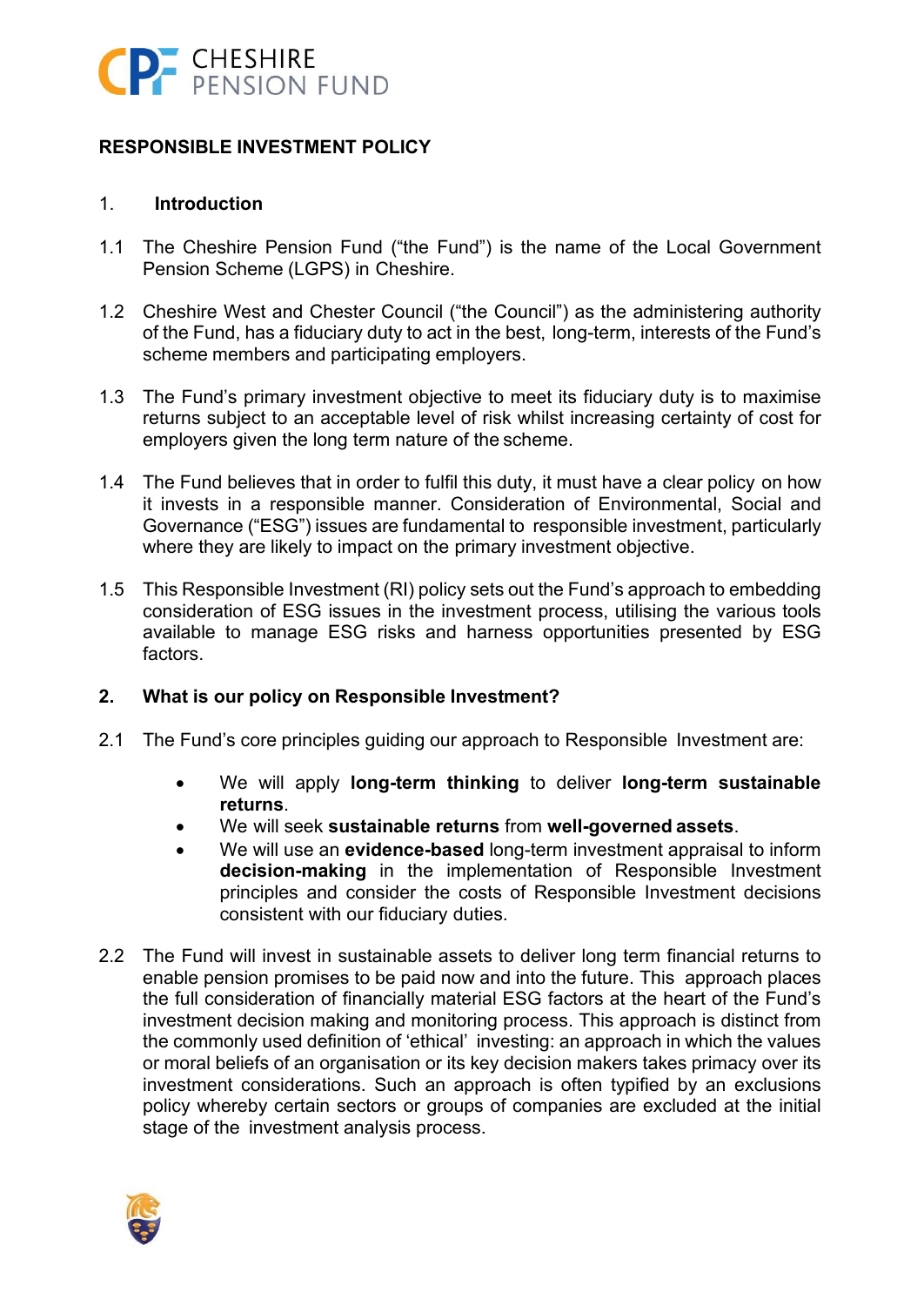**RESPONSIBLE INVESTMENT POLICY**

1. **Introduction**

1.1 The Cheshire Pension Fund ("the Fund") is the name of the Local Government Pension Scheme (LGPS) in Cheshire.

1.2 Cheshire West and Chester Council ("the Council") as the administering authority of the Fund, has a fiduciary duty to act in the best, long-term, interests of the Fund's scheme members and participating employers.

1.3 The Fund's primary investment objective to meet its fiduciary duty is to maximise returns subject to an acceptable level of risk whilst increasing certainty of cost for employers given the long term nature of the scheme.

1.4 The Fund believes that in order to fulfil this duty, it must have a clear policy on how it invests in a responsible manner. Consideration of Environmental, Social and Governance ("ESG") issues are fundamental to responsible investment, particularly where they are likely to impact on the primary investment objective.

1.5 This Responsible Investment (RI) policy sets out the Fund's approach to embedding consideration of ESG issues in the investment process, utilising the various tools available to manage ESG risks and harness opportunities presented by ESG factors.

2. **What is our policy on Responsible Investment?**

2.1 The Fund's core principles guiding our approach to Responsible Investment are:

- We will apply **long-term thinking** to deliver **long-term sustainable returns**.
- We will seek **sustainable returns** from **well-governed assets**.
- We will use an **evidence-based** long-term investment appraisal to inform **decision-making** in the implementation of Responsible Investment principles and consider the costs of Responsible Investment decisions consistent with our fiduciary duties.

2.2 The Fund will invest in sustainable assets to deliver long term financial returns to enable pension promises to be paid now and into the future. This approach places the full consideration of financially material ESG factors at the heart of the Fund's investment decision making and monitoring process. This approach is distinct from the commonly used definition of 'ethical' investing: an approach in which the values or moral beliefs of an organisation or its key decision makers takes primacy over its investment considerations. Such an approach is often typified by an exclusions policy whereby certain sectors or groups of companies are excluded at the initial stage of the investment analysis process.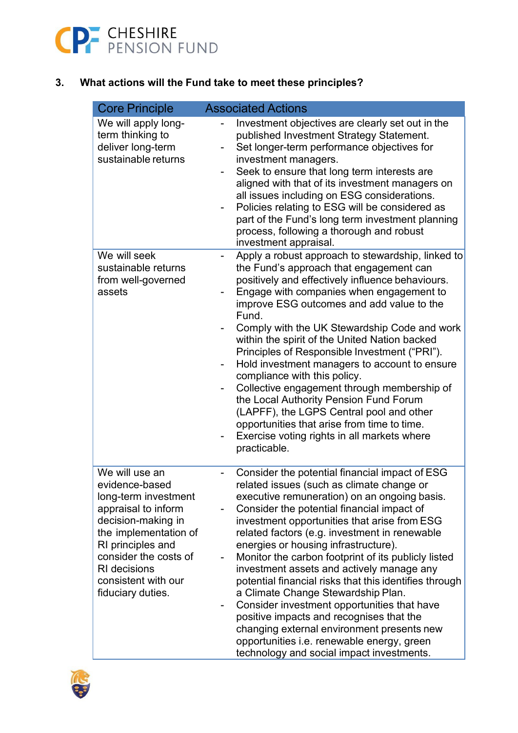## 3. What actions will the Fund take to meet these principles?

| Core Principle | Associated Actions |
|---|---|
| We will apply long-term thinking to deliver long-term sustainable returns | - Investment objectives are clearly set out in the published Investment Strategy Statement.<br>- Set longer-term performance objectives for investment managers.<br>- Seek to ensure that long term interests are aligned with that of its investment managers on all issues including on ESG considerations.<br>- Policies relating to ESG will be considered as part of the Fund's long term investment planning process, following a thorough and robust investment appraisal. |
| We will seek sustainable returns from well-governed assets | - Apply a robust approach to stewardship, linked to the Fund's approach that engagement can positively and effectively influence behaviours.<br>- Engage with companies when engagement to improve ESG outcomes and add value to the Fund.<br>- Comply with the UK Stewardship Code and work within the spirit of the United Nation backed Principles of Responsible Investment ("PRI").<br>- Hold investment managers to account to ensure compliance with this policy.<br>- Collective engagement through membership of the Local Authority Pension Fund Forum (LAPFF), the LGPS Central pool and other opportunities that arise from time to time.<br>- Exercise voting rights in all markets where practicable. |
| We will use an evidence-based long-term investment appraisal to inform decision-making in the implementation of RI principles and consider the costs of RI decisions consistent with our fiduciary duties. | - Consider the potential financial impact of ESG related issues (such as climate change or executive remuneration) on an ongoing basis.<br>- Consider the potential financial impact of investment opportunities that arise from ESG related factors (e.g. investment in renewable energies or housing infrastructure).<br>- Monitor the carbon footprint of its publicly listed investment assets and actively manage any potential financial risks that this identifies through a Climate Change Stewardship Plan.<br>- Consider investment opportunities that have positive impacts and recognises that the changing external environment presents new opportunities i.e. renewable energy, green technology and social impact investments. |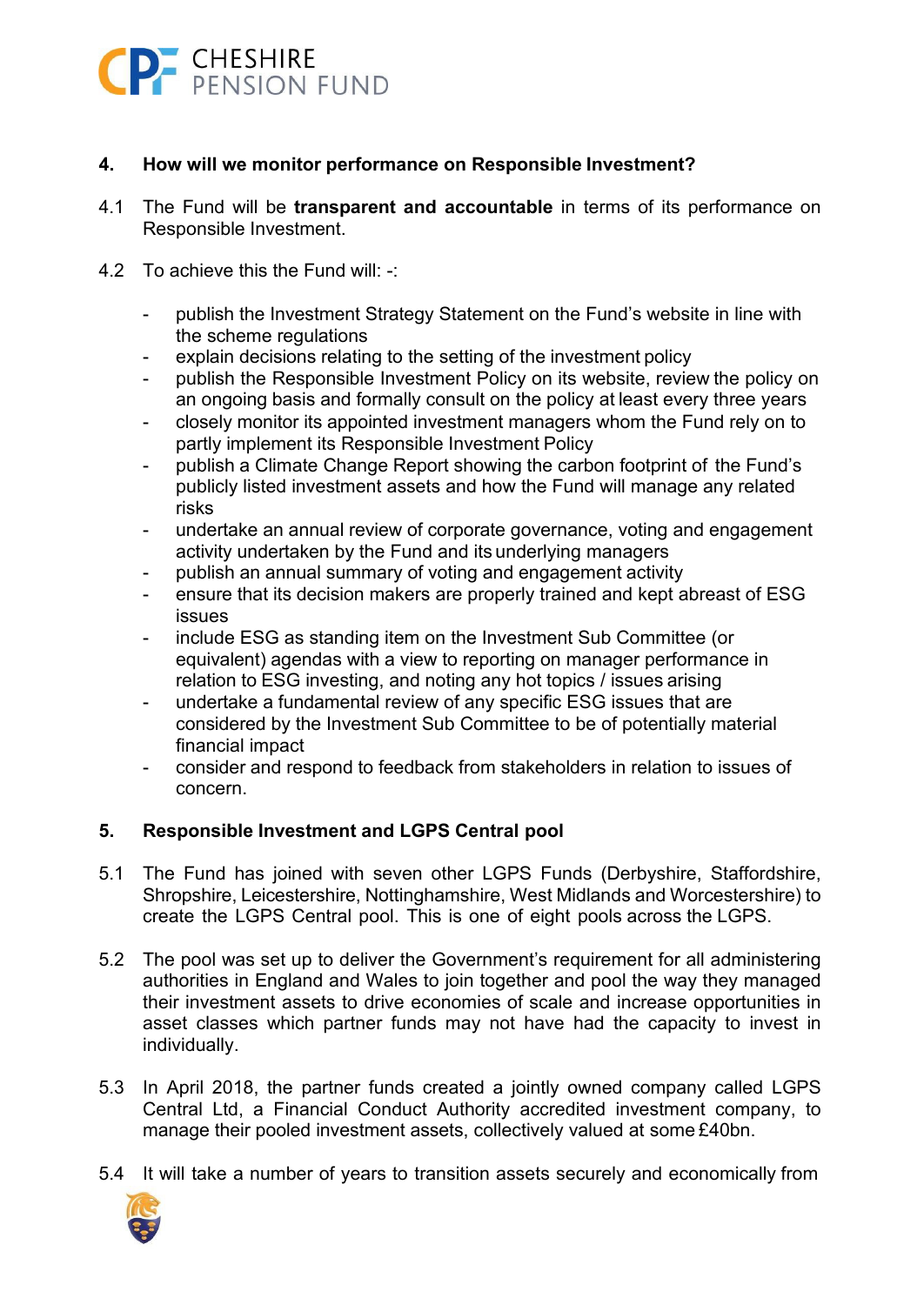## 4. How will we monitor performance on Responsible Investment?

4.1 The Fund will be **transparent and accountable** in terms of its performance on Responsible Investment.

4.2 To achieve this the Fund will: -:

- publish the Investment Strategy Statement on the Fund's website in line with the scheme regulations
- explain decisions relating to the setting of the investment policy
- publish the Responsible Investment Policy on its website, review the policy on an ongoing basis and formally consult on the policy at least every three years
- closely monitor its appointed investment managers whom the Fund rely on to partly implement its Responsible Investment Policy
- publish a Climate Change Report showing the carbon footprint of the Fund's publicly listed investment assets and how the Fund will manage any related risks
- undertake an annual review of corporate governance, voting and engagement activity undertaken by the Fund and its underlying managers
- publish an annual summary of voting and engagement activity
- ensure that its decision makers are properly trained and kept abreast of ESG issues
- include ESG as standing item on the Investment Sub Committee (or equivalent) agendas with a view to reporting on manager performance in relation to ESG investing, and noting any hot topics / issues arising
- undertake a fundamental review of any specific ESG issues that are considered by the Investment Sub Committee to be of potentially material financial impact
- consider and respond to feedback from stakeholders in relation to issues of concern.

## 5. Responsible Investment and LGPS Central pool

5.1 The Fund has joined with seven other LGPS Funds (Derbyshire, Staffordshire, Shropshire, Leicestershire, Nottinghamshire, West Midlands and Worcestershire) to create the LGPS Central pool. This is one of eight pools across the LGPS.

5.2 The pool was set up to deliver the Government's requirement for all administering authorities in England and Wales to join together and pool the way they managed their investment assets to drive economies of scale and increase opportunities in asset classes which partner funds may not have had the capacity to invest in individually.

5.3 In April 2018, the partner funds created a jointly owned company called LGPS Central Ltd, a Financial Conduct Authority accredited investment company, to manage their pooled investment assets, collectively valued at some £40bn.

5.4 It will take a number of years to transition assets securely and economically from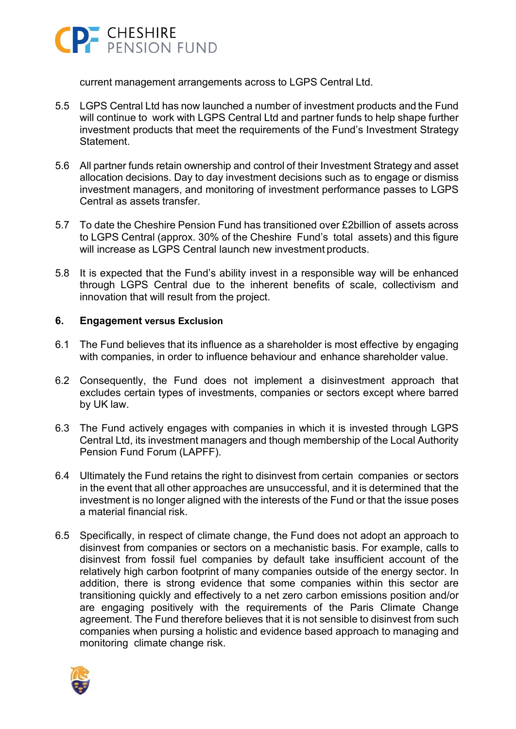current management arrangements across to LGPS Central Ltd.

5.5 LGPS Central Ltd has now launched a number of investment products and the Fund will continue to work with LGPS Central Ltd and partner funds to help shape further investment products that meet the requirements of the Fund's Investment Strategy Statement.

5.6 All partner funds retain ownership and control of their Investment Strategy and asset allocation decisions. Day to day investment decisions such as to engage or dismiss investment managers, and monitoring of investment performance passes to LGPS Central as assets transfer.

5.7 To date the Cheshire Pension Fund has transitioned over £2billion of assets across to LGPS Central (approx. 30% of the Cheshire Fund's total assets) and this figure will increase as LGPS Central launch new investment products.

5.8 It is expected that the Fund's ability invest in a responsible way will be enhanced through LGPS Central due to the inherent benefits of scale, collectivism and innovation that will result from the project.

## 6. Engagement versus Exclusion

6.1 The Fund believes that its influence as a shareholder is most effective by engaging with companies, in order to influence behaviour and enhance shareholder value.

6.2 Consequently, the Fund does not implement a disinvestment approach that excludes certain types of investments, companies or sectors except where barred by UK law.

6.3 The Fund actively engages with companies in which it is invested through LGPS Central Ltd, its investment managers and though membership of the Local Authority Pension Fund Forum (LAPFF).

6.4 Ultimately the Fund retains the right to disinvest from certain companies or sectors in the event that all other approaches are unsuccessful, and it is determined that the investment is no longer aligned with the interests of the Fund or that the issue poses a material financial risk.

6.5 Specifically, in respect of climate change, the Fund does not adopt an approach to disinvest from companies or sectors on a mechanistic basis. For example, calls to disinvest from fossil fuel companies by default take insufficient account of the relatively high carbon footprint of many companies outside of the energy sector. In addition, there is strong evidence that some companies within this sector are transitioning quickly and effectively to a net zero carbon emissions position and/or are engaging positively with the requirements of the Paris Climate Change agreement. The Fund therefore believes that it is not sensible to disinvest from such companies when pursing a holistic and evidence based approach to managing and monitoring climate change risk.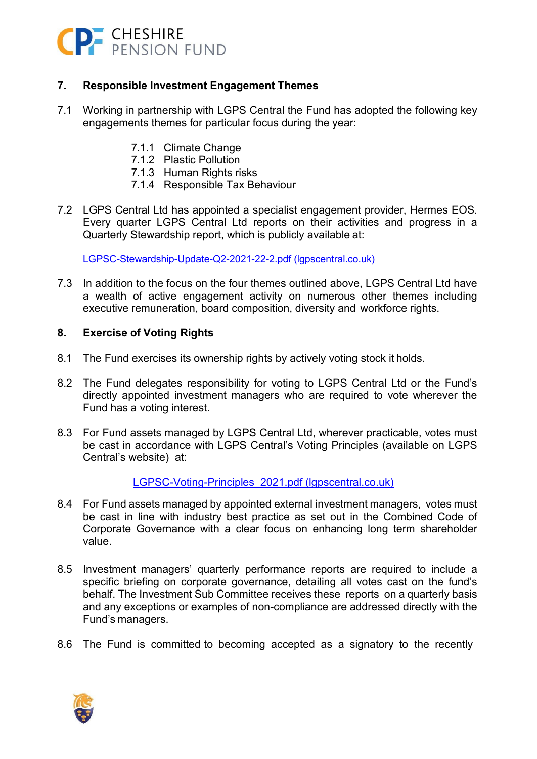## 7. Responsible Investment Engagement Themes

7.1 Working in partnership with LGPS Central the Fund has adopted the following key engagements themes for particular focus during the year:

- 7.1.1 Climate Change
- 7.1.2 Plastic Pollution
- 7.1.3 Human Rights risks
- 7.1.4 Responsible Tax Behaviour

7.2 LGPS Central Ltd has appointed a specialist engagement provider, Hermes EOS. Every quarter LGPS Central Ltd reports on their activities and progress in a Quarterly Stewardship report, which is publicly available at:

LGPSC-Stewardship-Update-Q2-2021-22-2.pdf (lgpscentral.co.uk)

7.3 In addition to the focus on the four themes outlined above, LGPS Central Ltd have a wealth of active engagement activity on numerous other themes including executive remuneration, board composition, diversity and workforce rights.

## 8. Exercise of Voting Rights

8.1 The Fund exercises its ownership rights by actively voting stock it holds.

8.2 The Fund delegates responsibility for voting to LGPS Central Ltd or the Fund's directly appointed investment managers who are required to vote wherever the Fund has a voting interest.

8.3 For Fund assets managed by LGPS Central Ltd, wherever practicable, votes must be cast in accordance with LGPS Central's Voting Principles (available on LGPS Central's website) at:

LGPSC-Voting-Principles_2021.pdf (lgpscentral.co.uk)

8.4 For Fund assets managed by appointed external investment managers, votes must be cast in line with industry best practice as set out in the Combined Code of Corporate Governance with a clear focus on enhancing long term shareholder value.

8.5 Investment managers' quarterly performance reports are required to include a specific briefing on corporate governance, detailing all votes cast on the fund's behalf. The Investment Sub Committee receives these reports on a quarterly basis and any exceptions or examples of non-compliance are addressed directly with the Fund's managers.

8.6 The Fund is committed to becoming accepted as a signatory to the recently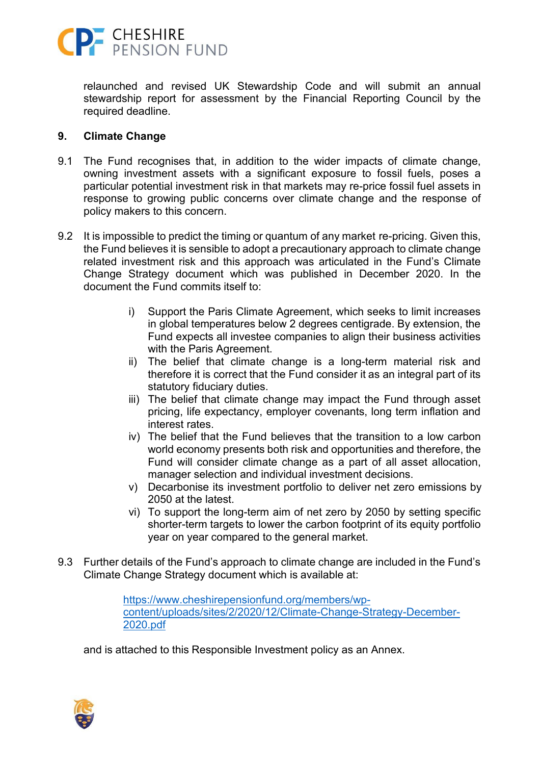relaunched and revised UK Stewardship Code and will submit an annual stewardship report for assessment by the Financial Reporting Council by the required deadline.

## 9. Climate Change

9.1 The Fund recognises that, in addition to the wider impacts of climate change, owning investment assets with a significant exposure to fossil fuels, poses a particular potential investment risk in that markets may re-price fossil fuel assets in response to growing public concerns over climate change and the response of policy makers to this concern.

9.2 It is impossible to predict the timing or quantum of any market re-pricing. Given this, the Fund believes it is sensible to adopt a precautionary approach to climate change related investment risk and this approach was articulated in the Fund's Climate Change Strategy document which was published in December 2020. In the document the Fund commits itself to:

i) Support the Paris Climate Agreement, which seeks to limit increases in global temperatures below 2 degrees centigrade. By extension, the Fund expects all investee companies to align their business activities with the Paris Agreement.
ii) The belief that climate change is a long-term material risk and therefore it is correct that the Fund consider it as an integral part of its statutory fiduciary duties.
iii) The belief that climate change may impact the Fund through asset pricing, life expectancy, employer covenants, long term inflation and interest rates.
iv) The belief that the Fund believes that the transition to a low carbon world economy presents both risk and opportunities and therefore, the Fund will consider climate change as a part of all asset allocation, manager selection and individual investment decisions.
v) Decarbonise its investment portfolio to deliver net zero emissions by 2050 at the latest.
vi) To support the long-term aim of net zero by 2050 by setting specific shorter-term targets to lower the carbon footprint of its equity portfolio year on year compared to the general market.

9.3 Further details of the Fund's approach to climate change are included in the Fund's Climate Change Strategy document which is available at:

https://www.cheshirepensionfund.org/members/wp-content/uploads/sites/2/2020/12/Climate-Change-Strategy-December-2020.pdf

and is attached to this Responsible Investment policy as an Annex.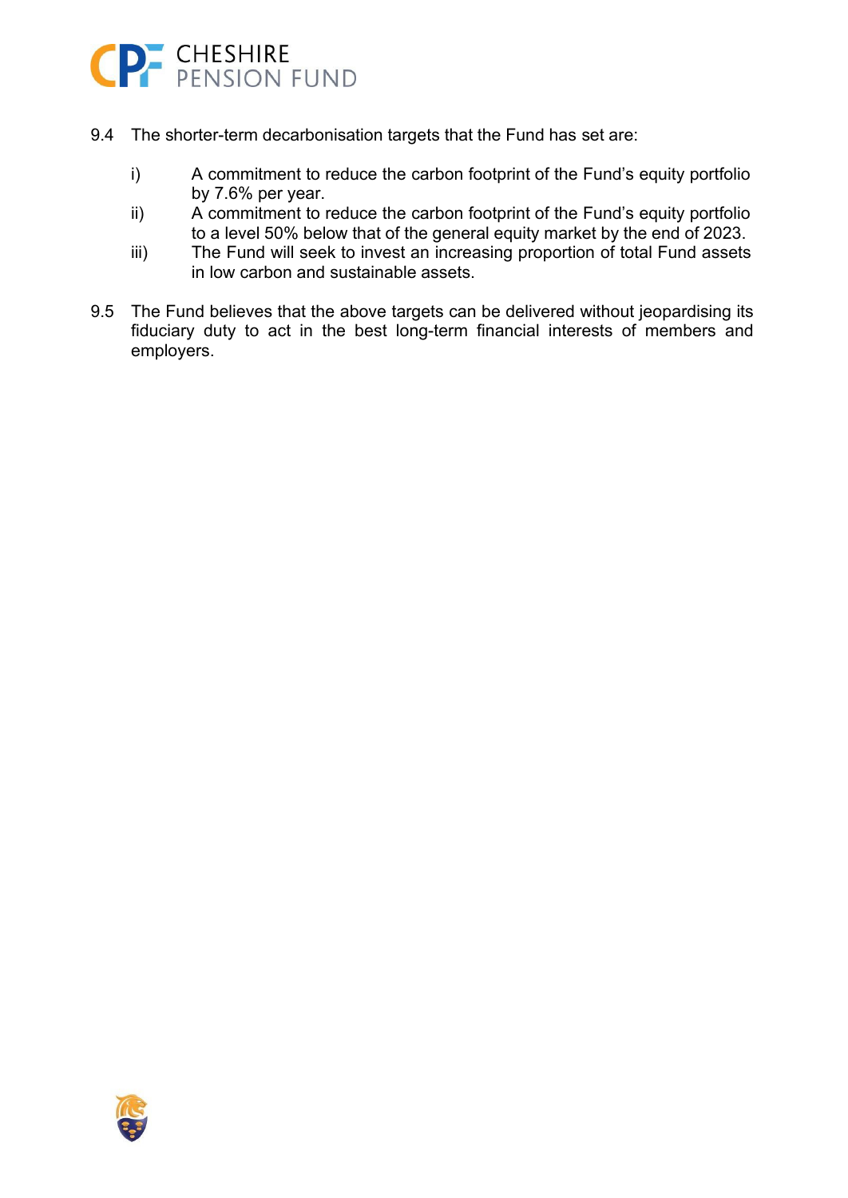9.4 The shorter-term decarbonisation targets that the Fund has set are:

i) A commitment to reduce the carbon footprint of the Fund's equity portfolio by 7.6% per year.

ii) A commitment to reduce the carbon footprint of the Fund's equity portfolio to a level 50% below that of the general equity market by the end of 2023.

iii) The Fund will seek to invest an increasing proportion of total Fund assets in low carbon and sustainable assets.

9.5 The Fund believes that the above targets can be delivered without jeopardising its fiduciary duty to act in the best long-term financial interests of members and employers.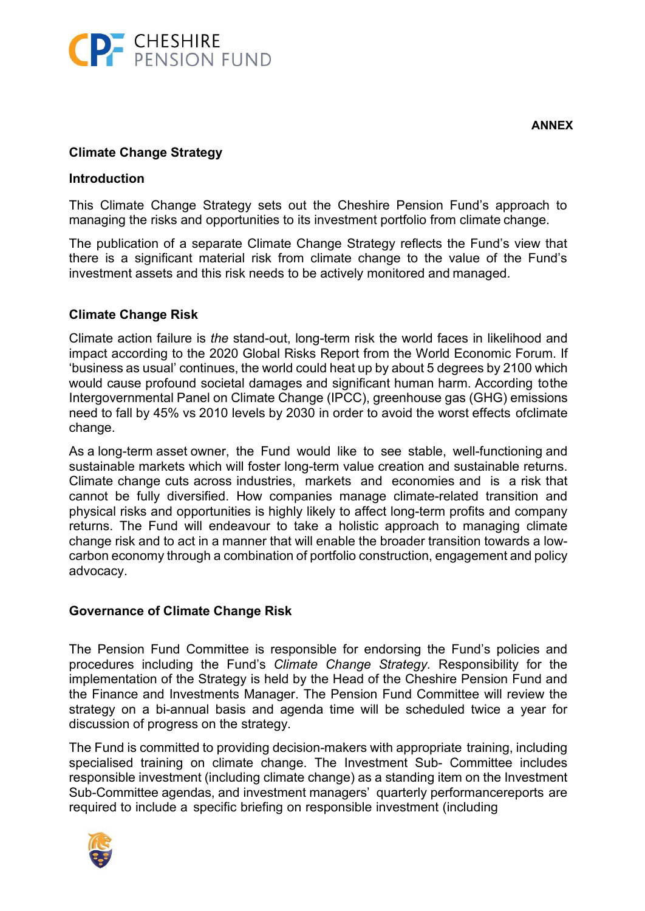**ANNEX**

## Climate Change Strategy

### Introduction

This Climate Change Strategy sets out the Cheshire Pension Fund's approach to managing the risks and opportunities to its investment portfolio from climate change.

The publication of a separate Climate Change Strategy reflects the Fund's view that there is a significant material risk from climate change to the value of the Fund's investment assets and this risk needs to be actively monitored and managed.

### Climate Change Risk

Climate action failure is *the* stand-out, long-term risk the world faces in likelihood and impact according to the 2020 Global Risks Report from the World Economic Forum. If 'business as usual' continues, the world could heat up by about 5 degrees by 2100 which would cause profound societal damages and significant human harm. According to the Intergovernmental Panel on Climate Change (IPCC), greenhouse gas (GHG) emissions need to fall by 45% vs 2010 levels by 2030 in order to avoid the worst effects of climate change.

As a long-term asset owner, the Fund would like to see stable, well-functioning and sustainable markets which will foster long-term value creation and sustainable returns. Climate change cuts across industries, markets and economies and is a risk that cannot be fully diversified. How companies manage climate-related transition and physical risks and opportunities is highly likely to affect long-term profits and company returns. The Fund will endeavour to take a holistic approach to managing climate change risk and to act in a manner that will enable the broader transition towards a low-carbon economy through a combination of portfolio construction, engagement and policy advocacy.

### Governance of Climate Change Risk

The Pension Fund Committee is responsible for endorsing the Fund's policies and procedures including the Fund's *Climate Change Strategy.* Responsibility for the implementation of the Strategy is held by the Head of the Cheshire Pension Fund and the Finance and Investments Manager. The Pension Fund Committee will review the strategy on a bi-annual basis and agenda time will be scheduled twice a year for discussion of progress on the strategy.

The Fund is committed to providing decision-makers with appropriate training, including specialised training on climate change. The Investment Sub- Committee includes responsible investment (including climate change) as a standing item on the Investment Sub-Committee agendas, and investment managers' quarterly performance reports are required to include a specific briefing on responsible investment (including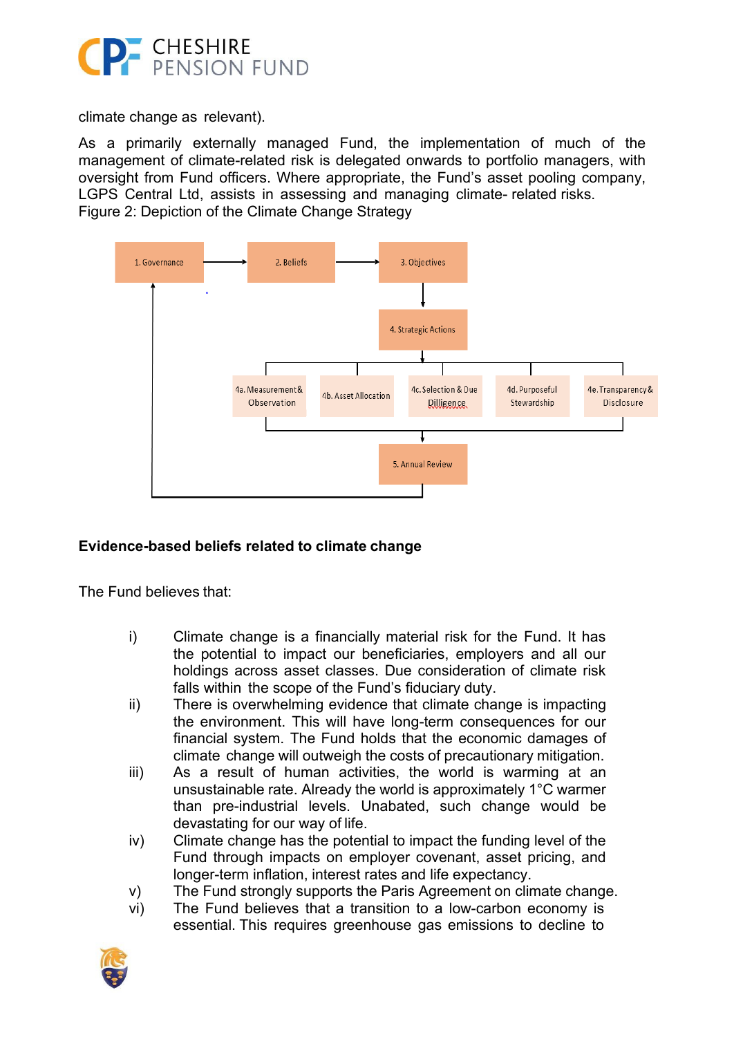climate change as relevant).

As a primarily externally managed Fund, the implementation of much of the management of climate-related risk is delegated onwards to portfolio managers, with oversight from Fund officers. Where appropriate, the Fund's asset pooling company, LGPS Central Ltd, assists in assessing and managing climate- related risks.

Figure 2: Depiction of the Climate Change Strategy

1. Governance → 2. Beliefs → 3. Objectives → 4. Strategic Actions → 4a. Measurement & Observation | 4b. Asset Allocation | 4c. Selection & Due Dilligence | 4d. Purposeful Stewardship | 4e. Transparency & Disclosure → 5. Annual Review → 1. Governance

**Evidence-based beliefs related to climate change**

The Fund believes that:

i) Climate change is a financially material risk for the Fund. It has the potential to impact our beneficiaries, employers and all our holdings across asset classes. Due consideration of climate risk falls within the scope of the Fund's fiduciary duty.

ii) There is overwhelming evidence that climate change is impacting the environment. This will have long-term consequences for our financial system. The Fund holds that the economic damages of climate change will outweigh the costs of precautionary mitigation.

iii) As a result of human activities, the world is warming at an unsustainable rate. Already the world is approximately 1°C warmer than pre-industrial levels. Unabated, such change would be devastating for our way of life.

iv) Climate change has the potential to impact the funding level of the Fund through impacts on employer covenant, asset pricing, and longer-term inflation, interest rates and life expectancy.

v) The Fund strongly supports the Paris Agreement on climate change.

vi) The Fund believes that a transition to a low-carbon economy is essential. This requires greenhouse gas emissions to decline to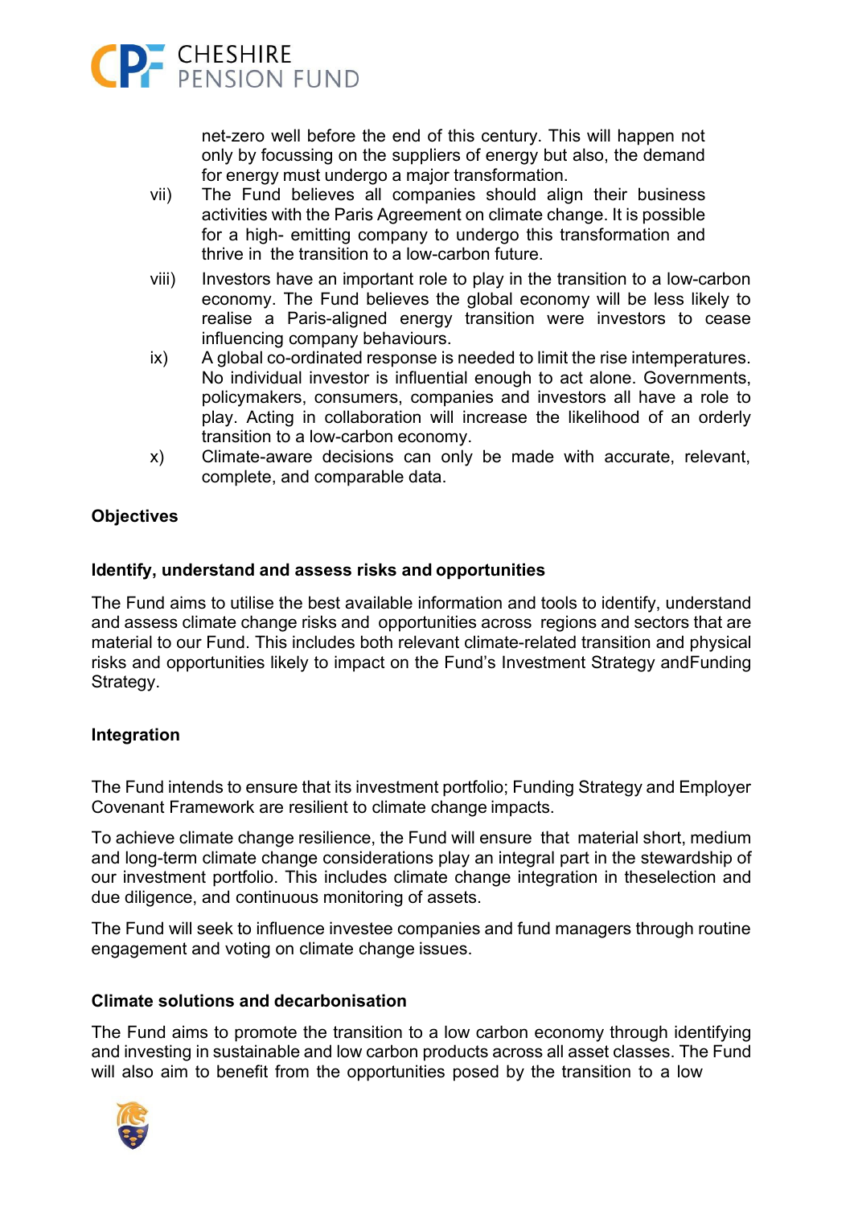net-zero well before the end of this century. This will happen not only by focussing on the suppliers of energy but also, the demand for energy must undergo a major transformation.

vii) The Fund believes all companies should align their business activities with the Paris Agreement on climate change. It is possible for a high- emitting company to undergo this transformation and thrive in the transition to a low-carbon future.

viii) Investors have an important role to play in the transition to a low-carbon economy. The Fund believes the global economy will be less likely to realise a Paris-aligned energy transition were investors to cease influencing company behaviours.

ix) A global co-ordinated response is needed to limit the rise intemperatures. No individual investor is influential enough to act alone. Governments, policymakers, consumers, companies and investors all have a role to play. Acting in collaboration will increase the likelihood of an orderly transition to a low-carbon economy.

x) Climate-aware decisions can only be made with accurate, relevant, complete, and comparable data.

**Objectives**

**Identify, understand and assess risks and opportunities**

The Fund aims to utilise the best available information and tools to identify, understand and assess climate change risks and opportunities across regions and sectors that are material to our Fund. This includes both relevant climate-related transition and physical risks and opportunities likely to impact on the Fund's Investment Strategy andFunding Strategy.

**Integration**

The Fund intends to ensure that its investment portfolio; Funding Strategy and Employer Covenant Framework are resilient to climate change impacts.

To achieve climate change resilience, the Fund will ensure that material short, medium and long-term climate change considerations play an integral part in the stewardship of our investment portfolio. This includes climate change integration in theselection and due diligence, and continuous monitoring of assets.

The Fund will seek to influence investee companies and fund managers through routine engagement and voting on climate change issues.

**Climate solutions and decarbonisation**

The Fund aims to promote the transition to a low carbon economy through identifying and investing in sustainable and low carbon products across all asset classes. The Fund will also aim to benefit from the opportunities posed by the transition to a low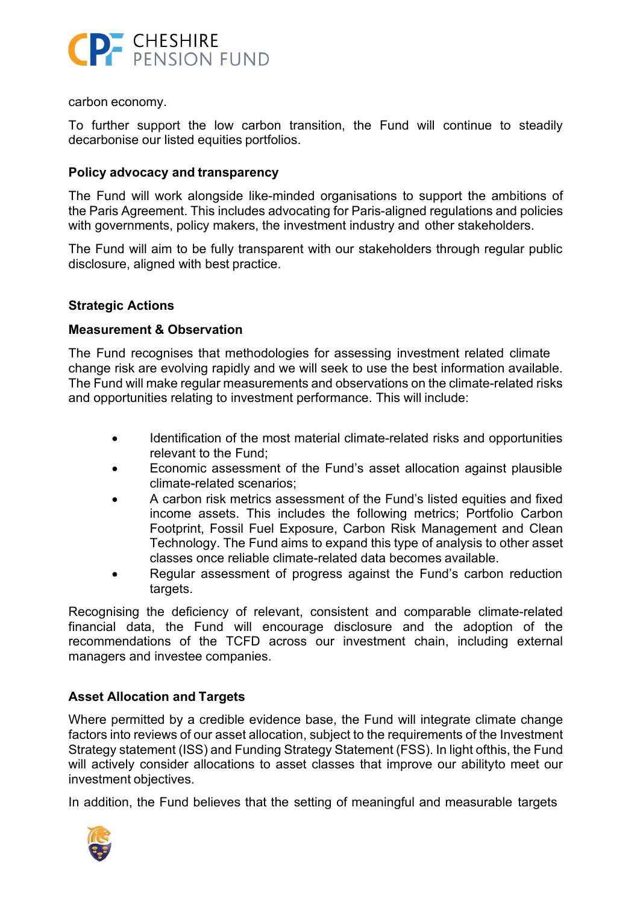carbon economy.

To further support the low carbon transition, the Fund will continue to steadily decarbonise our listed equities portfolios.

**Policy advocacy and transparency**

The Fund will work alongside like-minded organisations to support the ambitions of the Paris Agreement. This includes advocating for Paris-aligned regulations and policies with governments, policy makers, the investment industry and other stakeholders.

The Fund will aim to be fully transparent with our stakeholders through regular public disclosure, aligned with best practice.

## Strategic Actions

### Measurement & Observation

The Fund recognises that methodologies for assessing investment related climate change risk are evolving rapidly and we will seek to use the best information available. The Fund will make regular measurements and observations on the climate-related risks and opportunities relating to investment performance. This will include:

- Identification of the most material climate-related risks and opportunities relevant to the Fund;
- Economic assessment of the Fund's asset allocation against plausible climate-related scenarios;
- A carbon risk metrics assessment of the Fund's listed equities and fixed income assets. This includes the following metrics; Portfolio Carbon Footprint, Fossil Fuel Exposure, Carbon Risk Management and Clean Technology. The Fund aims to expand this type of analysis to other asset classes once reliable climate-related data becomes available.
- Regular assessment of progress against the Fund's carbon reduction targets.

Recognising the deficiency of relevant, consistent and comparable climate-related financial data, the Fund will encourage disclosure and the adoption of the recommendations of the TCFD across our investment chain, including external managers and investee companies.

### Asset Allocation and Targets

Where permitted by a credible evidence base, the Fund will integrate climate change factors into reviews of our asset allocation, subject to the requirements of the Investment Strategy statement (ISS) and Funding Strategy Statement (FSS). In light ofthis, the Fund will actively consider allocations to asset classes that improve our abilityto meet our investment objectives.

In addition, the Fund believes that the setting of meaningful and measurable targets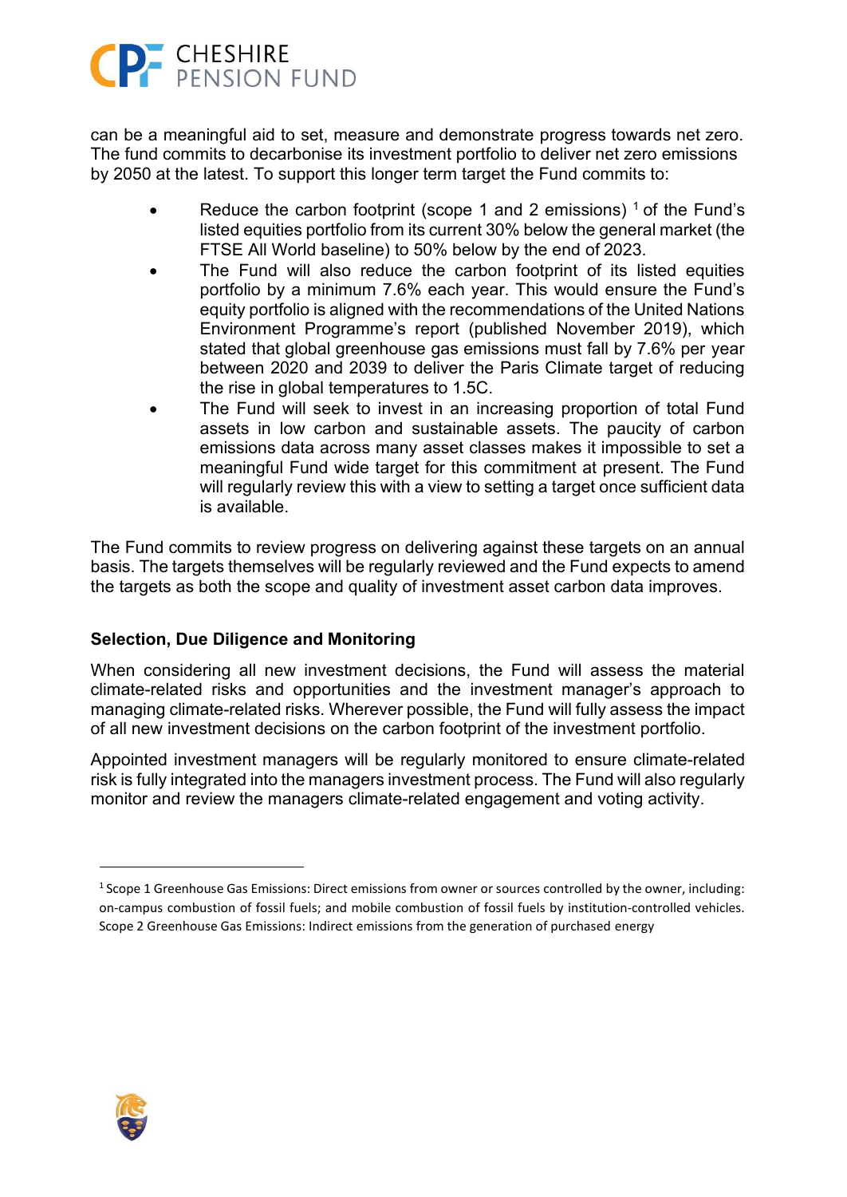can be a meaningful aid to set, measure and demonstrate progress towards net zero. The fund commits to decarbonise its investment portfolio to deliver net zero emissions by 2050 at the latest. To support this longer term target the Fund commits to:

- Reduce the carbon footprint (scope 1 and 2 emissions) [1] of the Fund's listed equities portfolio from its current 30% below the general market (the FTSE All World baseline) to 50% below by the end of 2023.
- The Fund will also reduce the carbon footprint of its listed equities portfolio by a minimum 7.6% each year. This would ensure the Fund's equity portfolio is aligned with the recommendations of the United Nations Environment Programme's report (published November 2019), which stated that global greenhouse gas emissions must fall by 7.6% per year between 2020 and 2039 to deliver the Paris Climate target of reducing the rise in global temperatures to 1.5C.
- The Fund will seek to invest in an increasing proportion of total Fund assets in low carbon and sustainable assets. The paucity of carbon emissions data across many asset classes makes it impossible to set a meaningful Fund wide target for this commitment at present. The Fund will regularly review this with a view to setting a target once sufficient data is available.

The Fund commits to review progress on delivering against these targets on an annual basis. The targets themselves will be regularly reviewed and the Fund expects to amend the targets as both the scope and quality of investment asset carbon data improves.

### Selection, Due Diligence and Monitoring

When considering all new investment decisions, the Fund will assess the material climate-related risks and opportunities and the investment manager's approach to managing climate-related risks. Wherever possible, the Fund will fully assess the impact of all new investment decisions on the carbon footprint of the investment portfolio.

Appointed investment managers will be regularly monitored to ensure climate-related risk is fully integrated into the managers investment process. The Fund will also regularly monitor and review the managers climate-related engagement and voting activity.

---

[1] Scope 1 Greenhouse Gas Emissions: Direct emissions from owner or sources controlled by the owner, including: on-campus combustion of fossil fuels; and mobile combustion of fossil fuels by institution-controlled vehicles. Scope 2 Greenhouse Gas Emissions: Indirect emissions from the generation of purchased energy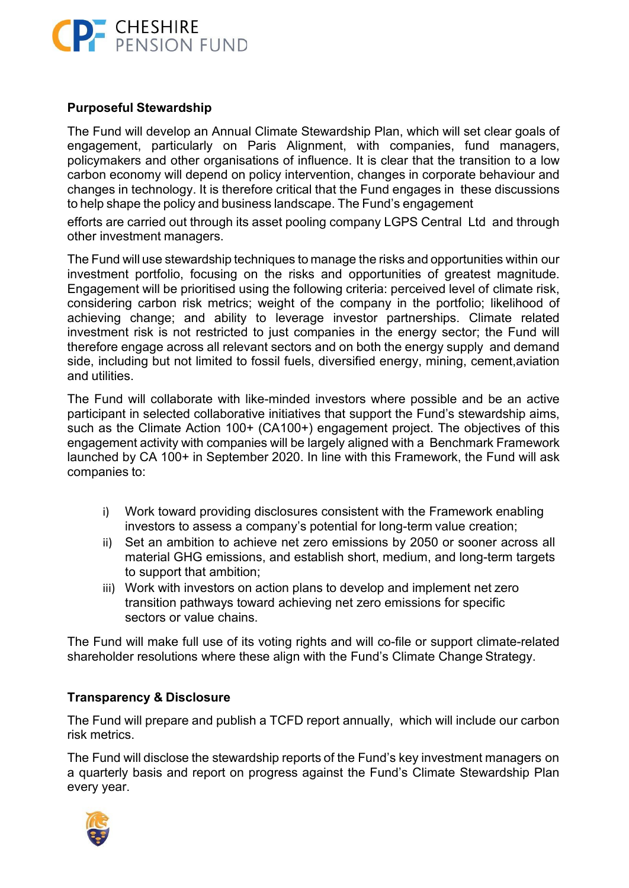**Purposeful Stewardship**

The Fund will develop an Annual Climate Stewardship Plan, which will set clear goals of engagement, particularly on Paris Alignment, with companies, fund managers, policymakers and other organisations of influence. It is clear that the transition to a low carbon economy will depend on policy intervention, changes in corporate behaviour and changes in technology. It is therefore critical that the Fund engages in these discussions to help shape the policy and business landscape. The Fund's engagement efforts are carried out through its asset pooling company LGPS Central Ltd and through other investment managers.

The Fund will use stewardship techniques to manage the risks and opportunities within our investment portfolio, focusing on the risks and opportunities of greatest magnitude. Engagement will be prioritised using the following criteria: perceived level of climate risk, considering carbon risk metrics; weight of the company in the portfolio; likelihood of achieving change; and ability to leverage investor partnerships. Climate related investment risk is not restricted to just companies in the energy sector; the Fund will therefore engage across all relevant sectors and on both the energy supply and demand side, including but not limited to fossil fuels, diversified energy, mining, cement,aviation and utilities.

The Fund will collaborate with like-minded investors where possible and be an active participant in selected collaborative initiatives that support the Fund's stewardship aims, such as the Climate Action 100+ (CA100+) engagement project. The objectives of this engagement activity with companies will be largely aligned with a Benchmark Framework launched by CA 100+ in September 2020. In line with this Framework, the Fund will ask companies to:

i) Work toward providing disclosures consistent with the Framework enabling investors to assess a company's potential for long-term value creation;
ii) Set an ambition to achieve net zero emissions by 2050 or sooner across all material GHG emissions, and establish short, medium, and long-term targets to support that ambition;
iii) Work with investors on action plans to develop and implement net zero transition pathways toward achieving net zero emissions for specific sectors or value chains.

The Fund will make full use of its voting rights and will co-file or support climate-related shareholder resolutions where these align with the Fund's Climate Change Strategy.

**Transparency & Disclosure**

The Fund will prepare and publish a TCFD report annually, which will include our carbon risk metrics.

The Fund will disclose the stewardship reports of the Fund's key investment managers on a quarterly basis and report on progress against the Fund's Climate Stewardship Plan every year.